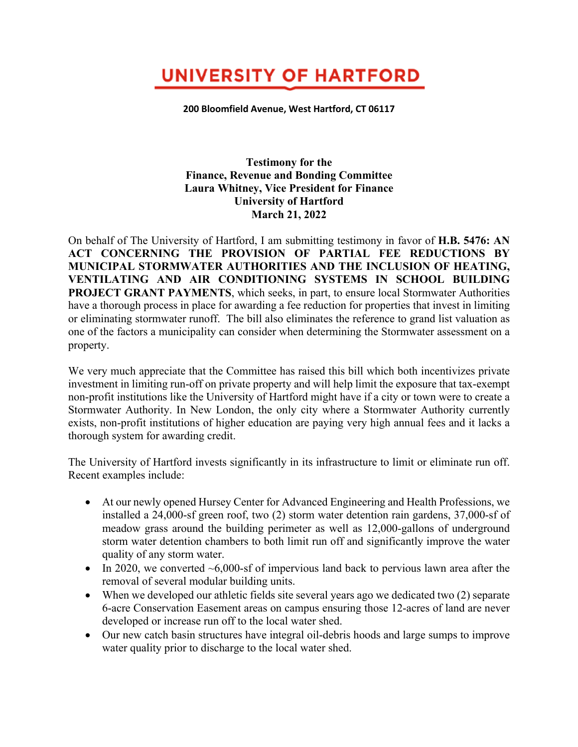# UNIVERSITY OF HARTFORD

**200 Bloomfield Avenue, West Hartford, CT 06117**

**Testimony for the**
**Finance, Revenue and Bonding Committee**
**Laura Whitney, Vice President for Finance**
**University of Hartford**
**March 21, 2022**

On behalf of The University of Hartford, I am submitting testimony in favor of **H.B. 5476: AN ACT CONCERNING THE PROVISION OF PARTIAL FEE REDUCTIONS BY MUNICIPAL STORMWATER AUTHORITIES AND THE INCLUSION OF HEATING, VENTILATING AND AIR CONDITIONING SYSTEMS IN SCHOOL BUILDING PROJECT GRANT PAYMENTS**, which seeks, in part, to ensure local Stormwater Authorities have a thorough process in place for awarding a fee reduction for properties that invest in limiting or eliminating stormwater runoff. The bill also eliminates the reference to grand list valuation as one of the factors a municipality can consider when determining the Stormwater assessment on a property.

We very much appreciate that the Committee has raised this bill which both incentivizes private investment in limiting run-off on private property and will help limit the exposure that tax-exempt non-profit institutions like the University of Hartford might have if a city or town were to create a Stormwater Authority. In New London, the only city where a Stormwater Authority currently exists, non-profit institutions of higher education are paying very high annual fees and it lacks a thorough system for awarding credit.

The University of Hartford invests significantly in its infrastructure to limit or eliminate run off. Recent examples include:

- At our newly opened Hursey Center for Advanced Engineering and Health Professions, we installed a 24,000-sf green roof, two (2) storm water detention rain gardens, 37,000-sf of meadow grass around the building perimeter as well as 12,000-gallons of underground storm water detention chambers to both limit run off and significantly improve the water quality of any storm water.
- In 2020, we converted ~6,000-sf of impervious land back to pervious lawn area after the removal of several modular building units.
- When we developed our athletic fields site several years ago we dedicated two (2) separate 6-acre Conservation Easement areas on campus ensuring those 12-acres of land are never developed or increase run off to the local water shed.
- Our new catch basin structures have integral oil-debris hoods and large sumps to improve water quality prior to discharge to the local water shed.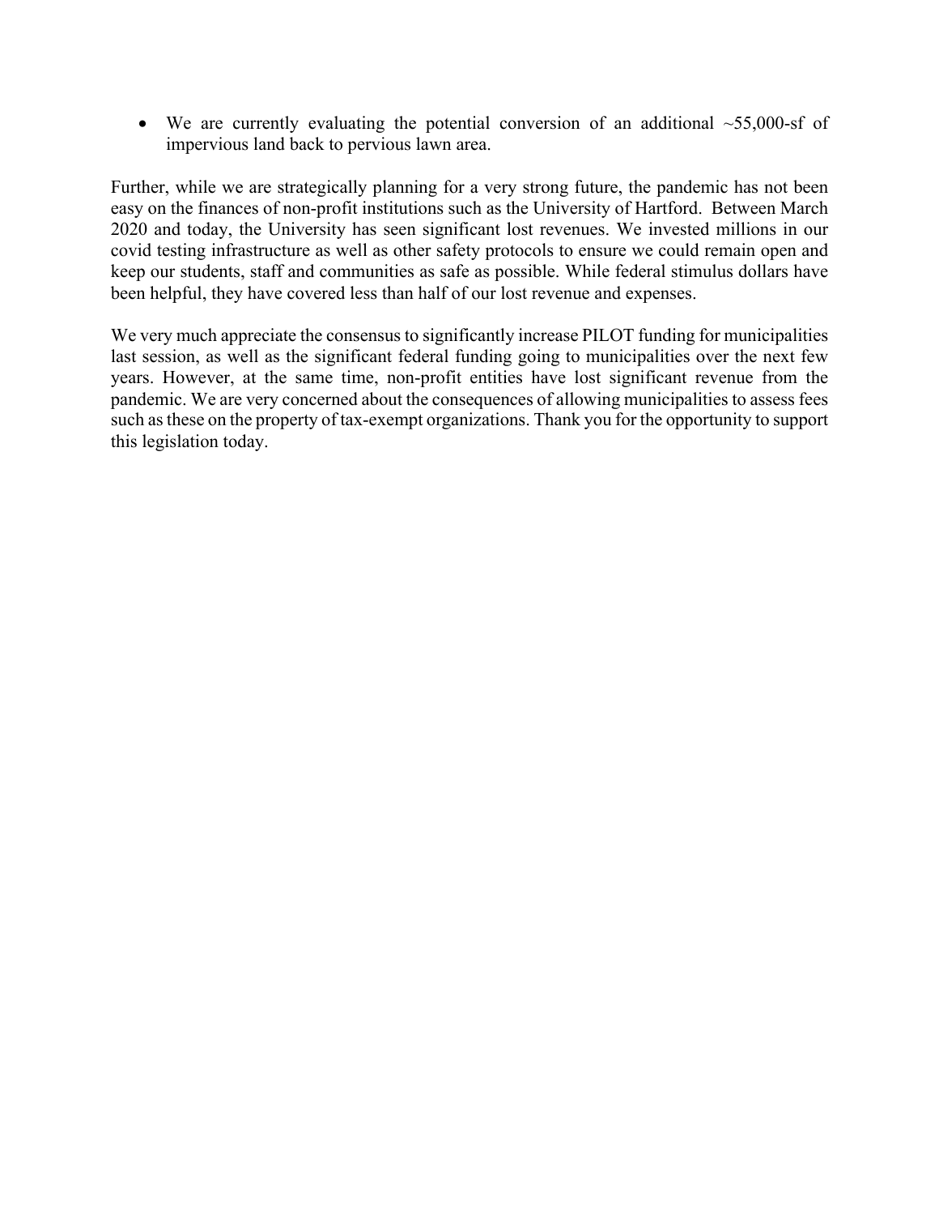- We are currently evaluating the potential conversion of an additional ~55,000-sf of impervious land back to pervious lawn area.

Further, while we are strategically planning for a very strong future, the pandemic has not been easy on the finances of non-profit institutions such as the University of Hartford. Between March 2020 and today, the University has seen significant lost revenues. We invested millions in our covid testing infrastructure as well as other safety protocols to ensure we could remain open and keep our students, staff and communities as safe as possible. While federal stimulus dollars have been helpful, they have covered less than half of our lost revenue and expenses.

We very much appreciate the consensus to significantly increase PILOT funding for municipalities last session, as well as the significant federal funding going to municipalities over the next few years. However, at the same time, non-profit entities have lost significant revenue from the pandemic. We are very concerned about the consequences of allowing municipalities to assess fees such as these on the property of tax-exempt organizations. Thank you for the opportunity to support this legislation today.